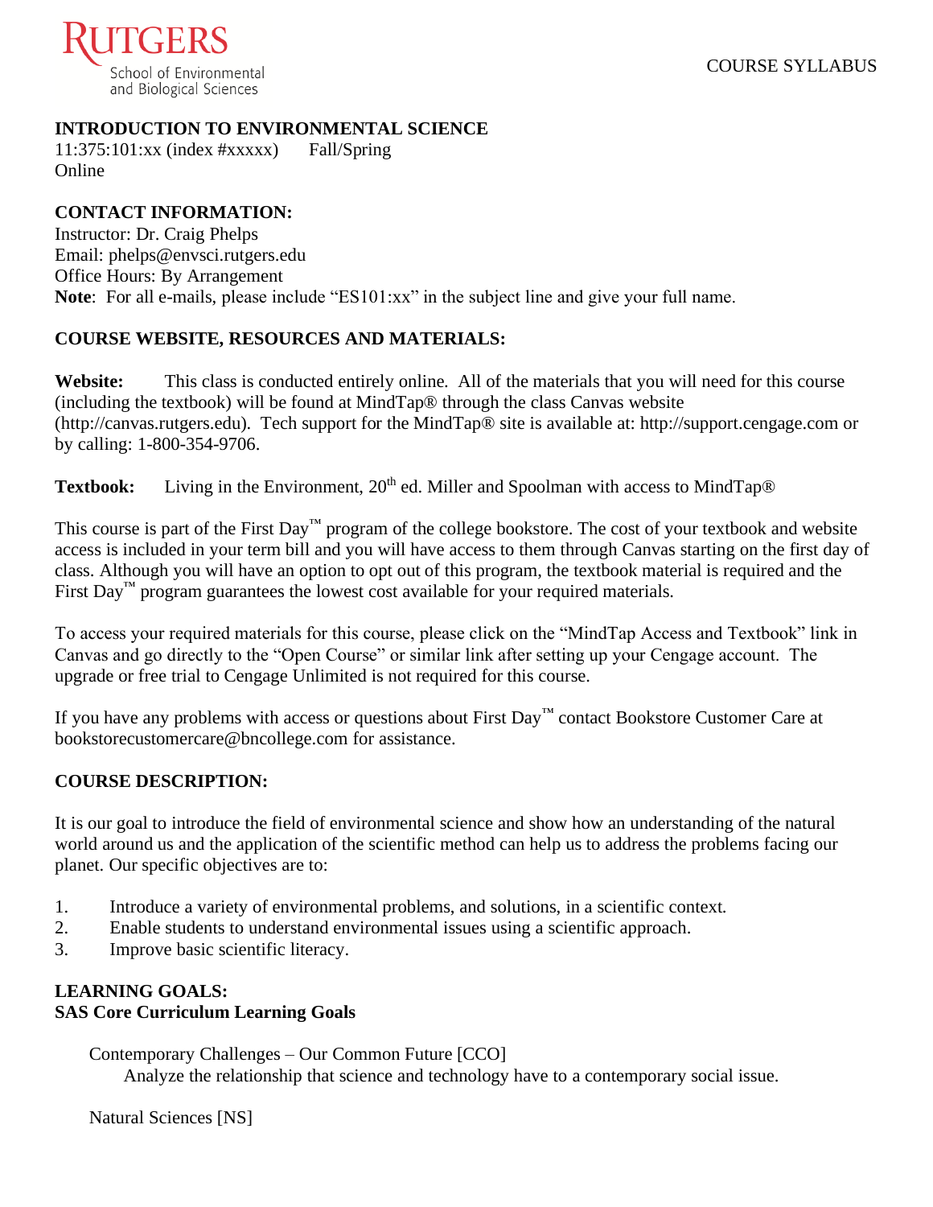RUTGERS
School of Environmental and Biological Sciences

COURSE SYLLABUS

**INTRODUCTION TO ENVIRONMENTAL SCIENCE**
11:375:101:xx (index #xxxxx)      Fall/Spring
Online

**CONTACT INFORMATION:**
Instructor: Dr. Craig Phelps
Email: phelps@envsci.rutgers.edu
Office Hours: By Arrangement
**Note**: For all e-mails, please include "ES101:xx" in the subject line and give your full name.

**COURSE WEBSITE, RESOURCES AND MATERIALS:**

**Website:** This class is conducted entirely online. All of the materials that you will need for this course (including the textbook) will be found at MindTap® through the class Canvas website (http://canvas.rutgers.edu). Tech support for the MindTap® site is available at: http://support.cengage.com or by calling: 1-800-354-9706.

**Textbook:** Living in the Environment, 20th ed. Miller and Spoolman with access to MindTap®

This course is part of the First Day™ program of the college bookstore. The cost of your textbook and website access is included in your term bill and you will have access to them through Canvas starting on the first day of class. Although you will have an option to opt out of this program, the textbook material is required and the First Day™ program guarantees the lowest cost available for your required materials.

To access your required materials for this course, please click on the "MindTap Access and Textbook" link in Canvas and go directly to the "Open Course" or similar link after setting up your Cengage account. The upgrade or free trial to Cengage Unlimited is not required for this course.

If you have any problems with access or questions about First Day™ contact Bookstore Customer Care at bookstorecustomercare@bncollege.com for assistance.

**COURSE DESCRIPTION:**

It is our goal to introduce the field of environmental science and show how an understanding of the natural world around us and the application of the scientific method can help us to address the problems facing our planet. Our specific objectives are to:

1. Introduce a variety of environmental problems, and solutions, in a scientific context.
2. Enable students to understand environmental issues using a scientific approach.
3. Improve basic scientific literacy.

**LEARNING GOALS:**
**SAS Core Curriculum Learning Goals**

Contemporary Challenges – Our Common Future [CCO]
  Analyze the relationship that science and technology have to a contemporary social issue.

Natural Sciences [NS]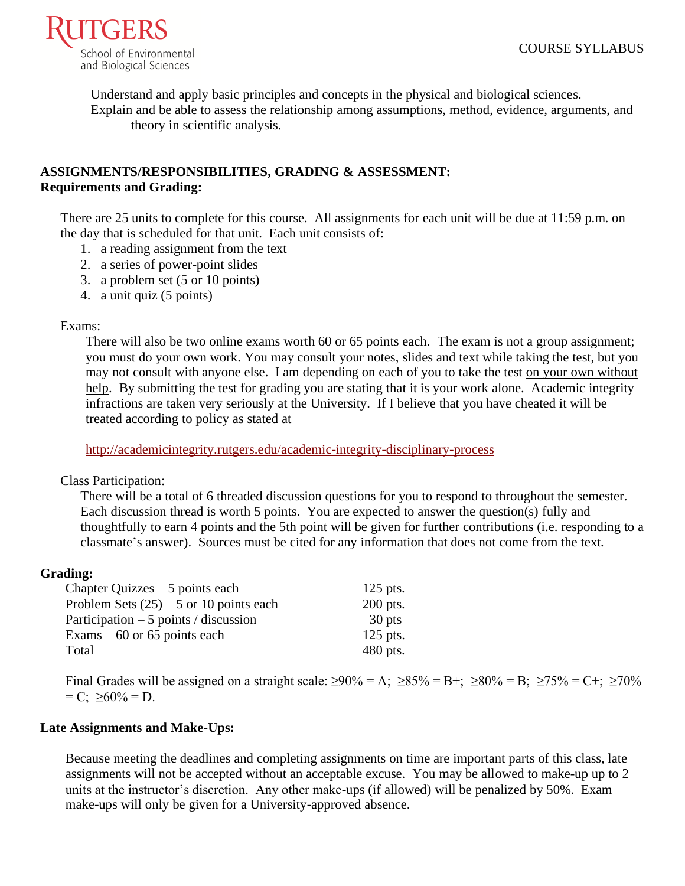Understand and apply basic principles and concepts in the physical and biological sciences.
Explain and be able to assess the relationship among assumptions, method, evidence, arguments, and theory in scientific analysis.

**ASSIGNMENTS/RESPONSIBILITIES, GRADING & ASSESSMENT:**
**Requirements and Grading:**

There are 25 units to complete for this course. All assignments for each unit will be due at 11:59 p.m. on the day that is scheduled for that unit. Each unit consists of:

1. a reading assignment from the text
2. a series of power-point slides
3. a problem set (5 or 10 points)
4. a unit quiz (5 points)

Exams:

There will also be two online exams worth 60 or 65 points each. The exam is not a group assignment; you must do your own work. You may consult your notes, slides and text while taking the test, but you may not consult with anyone else. I am depending on each of you to take the test on your own without help. By submitting the test for grading you are stating that it is your work alone. Academic integrity infractions are taken very seriously at the University. If I believe that you have cheated it will be treated according to policy as stated at

http://academicintegrity.rutgers.edu/academic-integrity-disciplinary-process

Class Participation:

There will be a total of 6 threaded discussion questions for you to respond to throughout the semester. Each discussion thread is worth 5 points. You are expected to answer the question(s) fully and thoughtfully to earn 4 points and the 5th point will be given for further contributions (i.e. responding to a classmate's answer). Sources must be cited for any information that does not come from the text.

**Grading:**

| | |
|---|---|
| Chapter Quizzes – 5 points each | 125 pts. |
| Problem Sets (25) – 5 or 10 points each | 200 pts. |
| Participation – 5 points / discussion | 30 pts |
| Exams – 60 or 65 points each | 125 pts. |
| Total | 480 pts. |

Final Grades will be assigned on a straight scale: ≥90% = A; ≥85% = B+; ≥80% = B; ≥75% = C+; ≥70% = C; ≥60% = D.

**Late Assignments and Make-Ups:**

Because meeting the deadlines and completing assignments on time are important parts of this class, late assignments will not be accepted without an acceptable excuse. You may be allowed to make-up up to 2 units at the instructor's discretion. Any other make-ups (if allowed) will be penalized by 50%. Exam make-ups will only be given for a University-approved absence.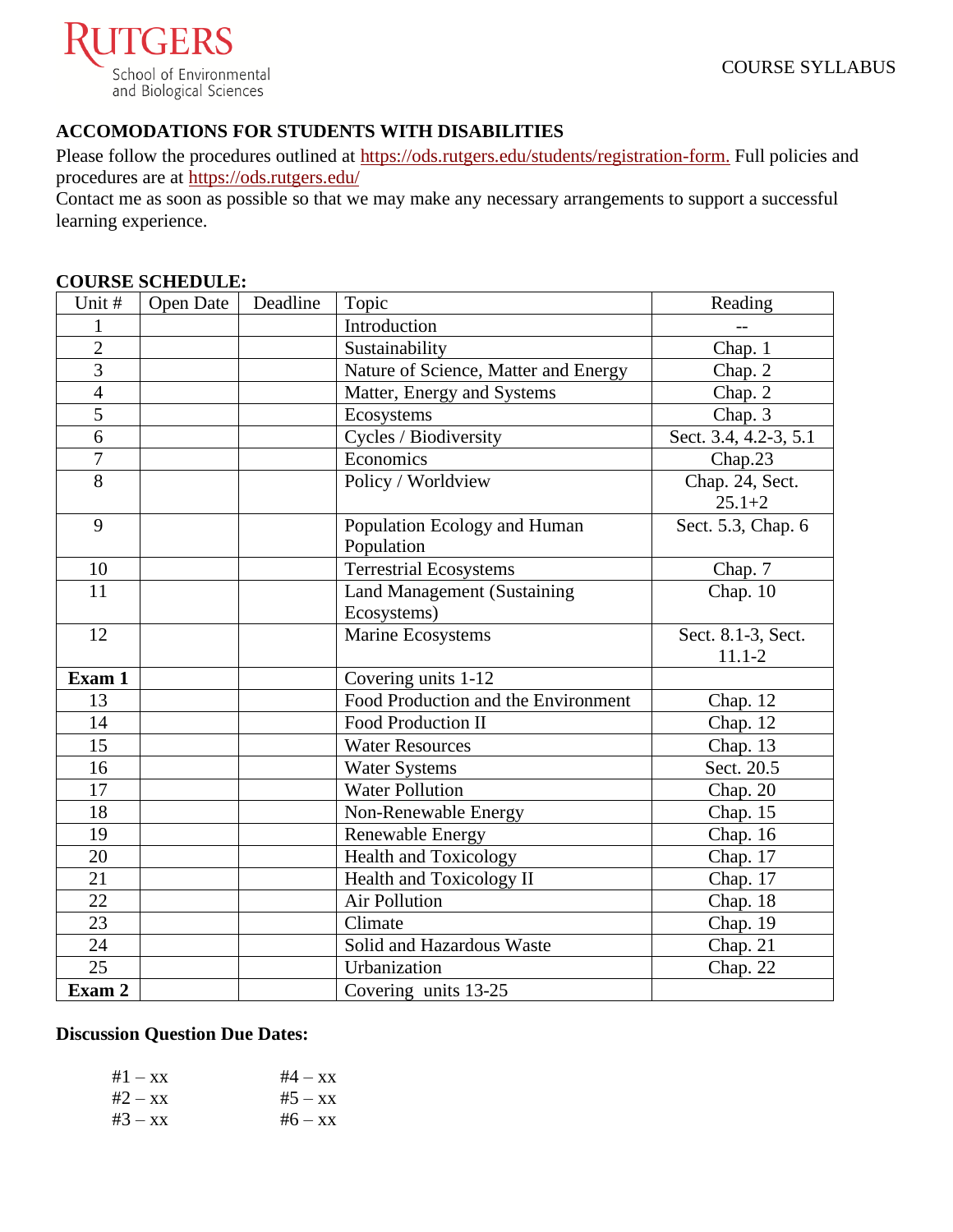## ACCOMODATIONS FOR STUDENTS WITH DISABILITIES

Please follow the procedures outlined at https://ods.rutgers.edu/students/registration-form. Full policies and procedures are at https://ods.rutgers.edu/

Contact me as soon as possible so that we may make any necessary arrangements to support a successful learning experience.

**COURSE SCHEDULE:**

| Unit # | Open Date | Deadline | Topic | Reading |
|---|---|---|---|---|
| 1 | | | Introduction | -- |
| 2 | | | Sustainability | Chap. 1 |
| 3 | | | Nature of Science, Matter and Energy | Chap. 2 |
| 4 | | | Matter, Energy and Systems | Chap. 2 |
| 5 | | | Ecosystems | Chap. 3 |
| 6 | | | Cycles / Biodiversity | Sect. 3.4, 4.2-3, 5.1 |
| 7 | | | Economics | Chap.23 |
| 8 | | | Policy / Worldview | Chap. 24, Sect. 25.1+2 |
| 9 | | | Population Ecology and Human Population | Sect. 5.3, Chap. 6 |
| 10 | | | Terrestrial Ecosystems | Chap. 7 |
| 11 | | | Land Management (Sustaining Ecosystems) | Chap. 10 |
| 12 | | | Marine Ecosystems | Sect. 8.1-3, Sect. 11.1-2 |
| **Exam 1** | | | Covering units 1-12 | |
| 13 | | | Food Production and the Environment | Chap. 12 |
| 14 | | | Food Production II | Chap. 12 |
| 15 | | | Water Resources | Chap. 13 |
| 16 | | | Water Systems | Sect. 20.5 |
| 17 | | | Water Pollution | Chap. 20 |
| 18 | | | Non-Renewable Energy | Chap. 15 |
| 19 | | | Renewable Energy | Chap. 16 |
| 20 | | | Health and Toxicology | Chap. 17 |
| 21 | | | Health and Toxicology II | Chap. 17 |
| 22 | | | Air Pollution | Chap. 18 |
| 23 | | | Climate | Chap. 19 |
| 24 | | | Solid and Hazardous Waste | Chap. 21 |
| 25 | | | Urbanization | Chap. 22 |
| **Exam 2** | | | Covering units 13-25 | |

**Discussion Question Due Dates:**

#1 – xx
#2 – xx
#3 – xx
#4 – xx
#5 – xx
#6 – xx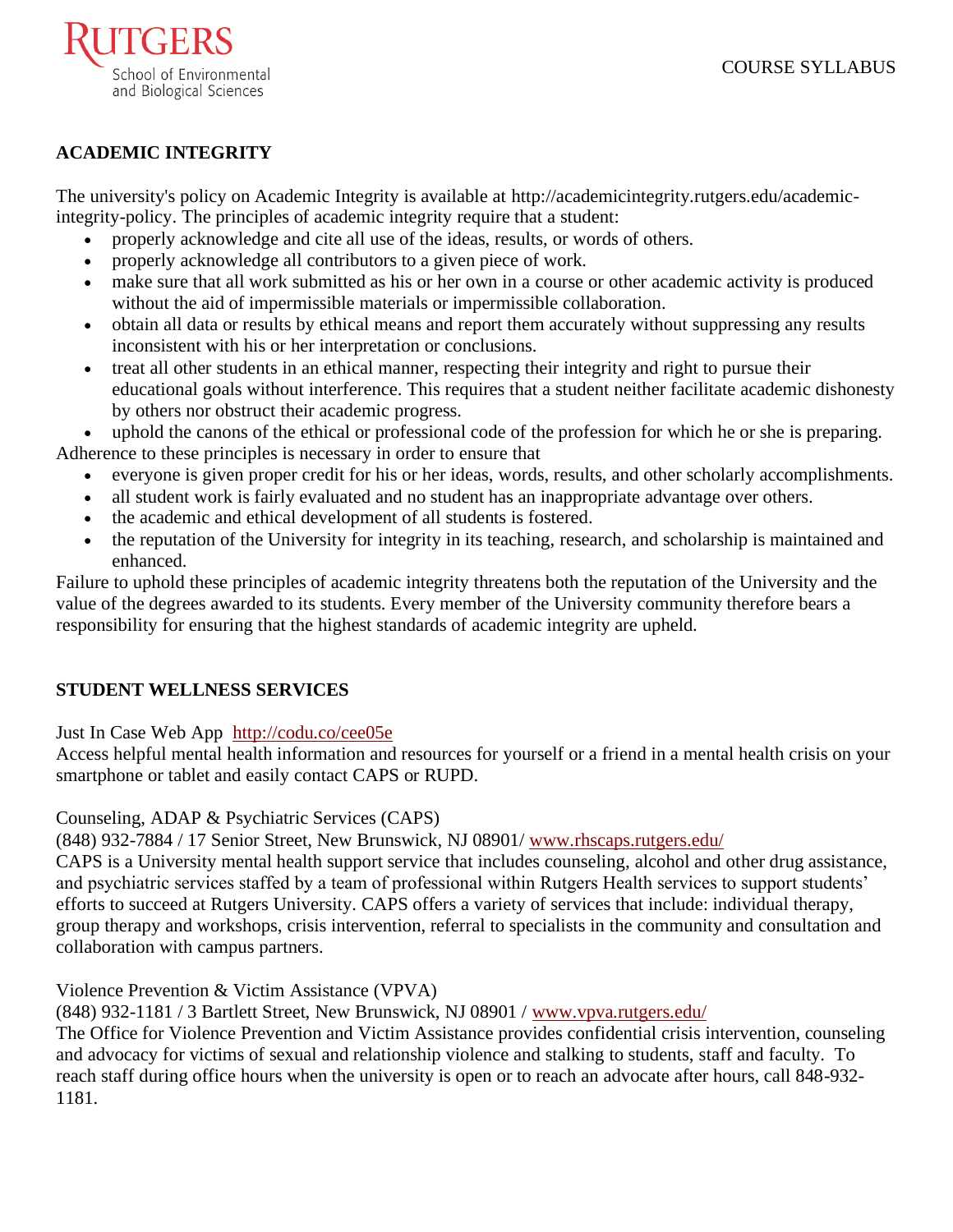## ACADEMIC INTEGRITY

The university's policy on Academic Integrity is available at http://academicintegrity.rutgers.edu/academic-integrity-policy. The principles of academic integrity require that a student:

- properly acknowledge and cite all use of the ideas, results, or words of others.
- properly acknowledge all contributors to a given piece of work.
- make sure that all work submitted as his or her own in a course or other academic activity is produced without the aid of impermissible materials or impermissible collaboration.
- obtain all data or results by ethical means and report them accurately without suppressing any results inconsistent with his or her interpretation or conclusions.
- treat all other students in an ethical manner, respecting their integrity and right to pursue their educational goals without interference. This requires that a student neither facilitate academic dishonesty by others nor obstruct their academic progress.
- uphold the canons of the ethical or professional code of the profession for which he or she is preparing.

Adherence to these principles is necessary in order to ensure that

- everyone is given proper credit for his or her ideas, words, results, and other scholarly accomplishments.
- all student work is fairly evaluated and no student has an inappropriate advantage over others.
- the academic and ethical development of all students is fostered.
- the reputation of the University for integrity in its teaching, research, and scholarship is maintained and enhanced.

Failure to uphold these principles of academic integrity threatens both the reputation of the University and the value of the degrees awarded to its students. Every member of the University community therefore bears a responsibility for ensuring that the highest standards of academic integrity are upheld.

## STUDENT WELLNESS SERVICES

Just In Case Web App http://codu.co/cee05e
Access helpful mental health information and resources for yourself or a friend in a mental health crisis on your smartphone or tablet and easily contact CAPS or RUPD.

Counseling, ADAP & Psychiatric Services (CAPS)
(848) 932-7884 / 17 Senior Street, New Brunswick, NJ 08901/ www.rhscaps.rutgers.edu/
CAPS is a University mental health support service that includes counseling, alcohol and other drug assistance, and psychiatric services staffed by a team of professional within Rutgers Health services to support students' efforts to succeed at Rutgers University. CAPS offers a variety of services that include: individual therapy, group therapy and workshops, crisis intervention, referral to specialists in the community and consultation and collaboration with campus partners.

Violence Prevention & Victim Assistance (VPVA)
(848) 932-1181 / 3 Bartlett Street, New Brunswick, NJ 08901 / www.vpva.rutgers.edu/
The Office for Violence Prevention and Victim Assistance provides confidential crisis intervention, counseling and advocacy for victims of sexual and relationship violence and stalking to students, staff and faculty. To reach staff during office hours when the university is open or to reach an advocate after hours, call 848-932-1181.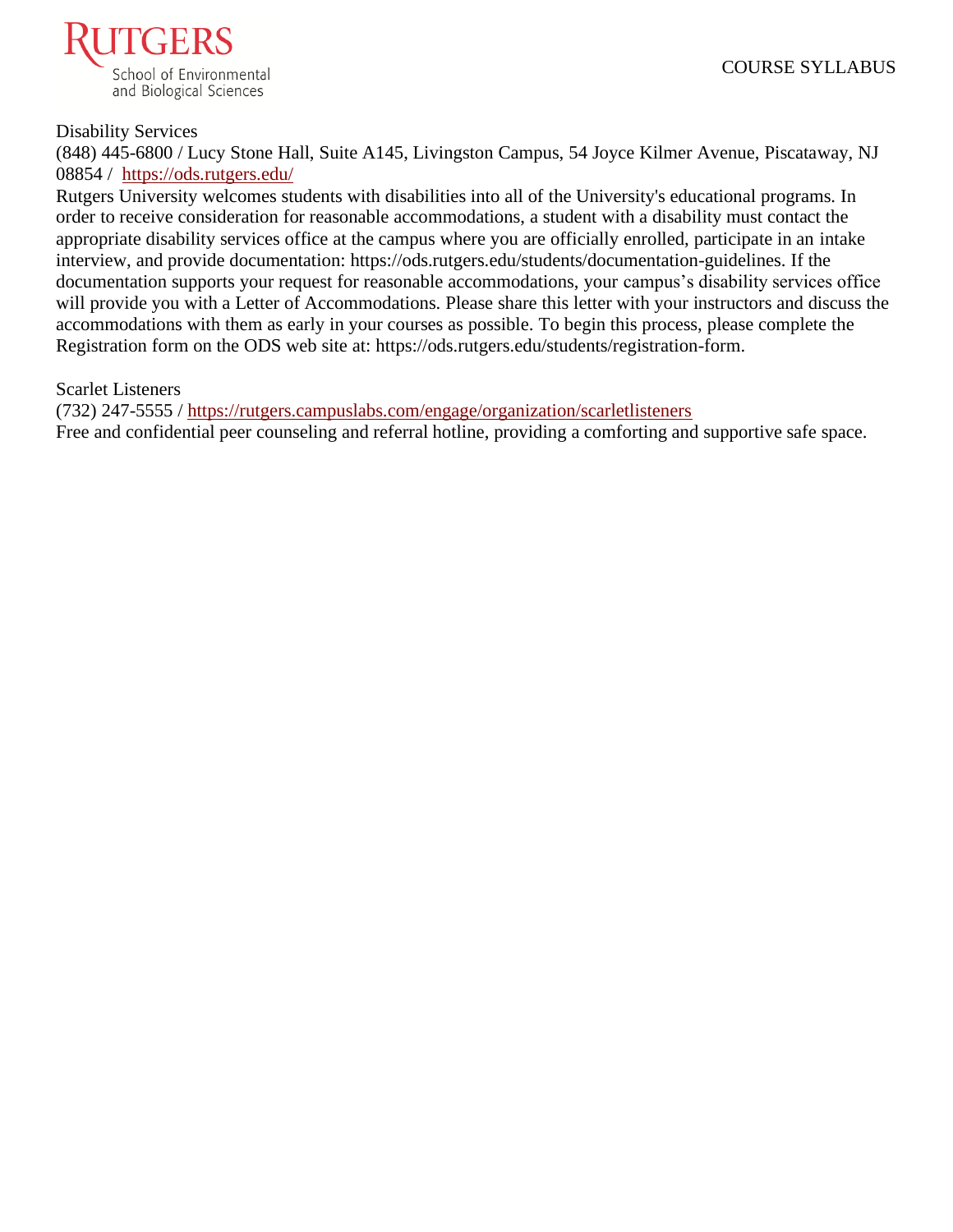Disability Services

(848) 445-6800 / Lucy Stone Hall, Suite A145, Livingston Campus, 54 Joyce Kilmer Avenue, Piscataway, NJ 08854 / https://ods.rutgers.edu/

Rutgers University welcomes students with disabilities into all of the University's educational programs. In order to receive consideration for reasonable accommodations, a student with a disability must contact the appropriate disability services office at the campus where you are officially enrolled, participate in an intake interview, and provide documentation: https://ods.rutgers.edu/students/documentation-guidelines. If the documentation supports your request for reasonable accommodations, your campus's disability services office will provide you with a Letter of Accommodations. Please share this letter with your instructors and discuss the accommodations with them as early in your courses as possible. To begin this process, please complete the Registration form on the ODS web site at: https://ods.rutgers.edu/students/registration-form.

Scarlet Listeners

(732) 247-5555 / https://rutgers.campuslabs.com/engage/organization/scarletlisteners

Free and confidential peer counseling and referral hotline, providing a comforting and supportive safe space.